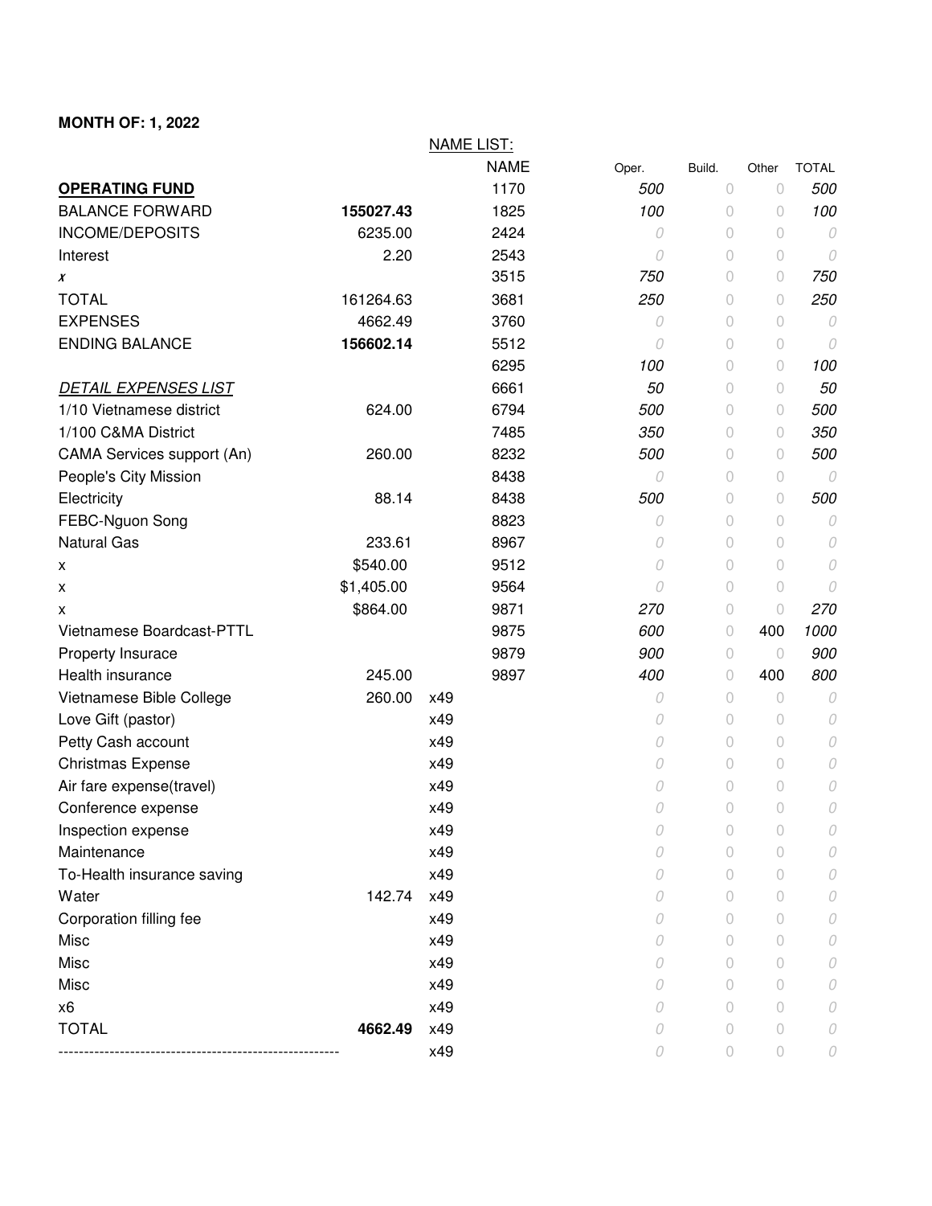**MONTH OF: 1, 2022**

| | | | NAME LIST: | | | | |
|---|---|---|---|---|---|---|---|
| | | | NAME | Oper. | Build. | Other | TOTAL |
| **OPERATING FUND** | | | 1170 | *500* | 0 | 0 | *500* |
| BALANCE FORWARD | **155027.43** | | 1825 | *100* | 0 | 0 | *100* |
| INCOME/DEPOSITS | 6235.00 | | 2424 | *0* | 0 | 0 | *0* |
| Interest | 2.20 | | 2543 | *0* | 0 | 0 | *0* |
| *x* | | | 3515 | *750* | 0 | 0 | *750* |
| TOTAL | 161264.63 | | 3681 | *250* | 0 | 0 | *250* |
| EXPENSES | 4662.49 | | 3760 | *0* | 0 | 0 | *0* |
| ENDING BALANCE | **156602.14** | | 5512 | *0* | 0 | 0 | *0* |
| | | | 6295 | *100* | 0 | 0 | *100* |
| *DETAIL EXPENSES LIST* | | | 6661 | *50* | 0 | 0 | *50* |
| 1/10 Vietnamese district | 624.00 | | 6794 | *500* | 0 | 0 | *500* |
| 1/100 C&MA District | | | 7485 | *350* | 0 | 0 | *350* |
| CAMA Services support (An) | 260.00 | | 8232 | *500* | 0 | 0 | *500* |
| People's City Mission | | | 8438 | *0* | 0 | 0 | *0* |
| Electricity | 88.14 | | 8438 | *500* | 0 | 0 | *500* |
| FEBC-Nguon Song | | | 8823 | *0* | 0 | 0 | *0* |
| Natural Gas | 233.61 | | 8967 | *0* | 0 | 0 | *0* |
| x | $540.00 | | 9512 | *0* | 0 | 0 | *0* |
| x | $1,405.00 | | 9564 | *0* | 0 | 0 | *0* |
| x | $864.00 | | 9871 | *270* | 0 | 0 | *270* |
| Vietnamese Boardcast-PTTL | | | 9875 | *600* | 0 | 400 | *1000* |
| Property Insurace | | | 9879 | *900* | 0 | 0 | *900* |
| Health insurance | 245.00 | | 9897 | *400* | 0 | 400 | *800* |
| Vietnamese Bible College | 260.00 | x49 | | *0* | 0 | 0 | *0* |
| Love Gift (pastor) | | x49 | | *0* | 0 | 0 | *0* |
| Petty Cash account | | x49 | | *0* | 0 | 0 | *0* |
| Christmas Expense | | x49 | | *0* | 0 | 0 | *0* |
| Air fare expense(travel) | | x49 | | *0* | 0 | 0 | *0* |
| Conference expense | | x49 | | *0* | 0 | 0 | *0* |
| Inspection expense | | x49 | | *0* | 0 | 0 | *0* |
| Maintenance | | x49 | | *0* | 0 | 0 | *0* |
| To-Health insurance saving | | x49 | | *0* | 0 | 0 | *0* |
| Water | 142.74 | x49 | | *0* | 0 | 0 | *0* |
| Corporation filling fee | | x49 | | *0* | 0 | 0 | *0* |
| Misc | | x49 | | *0* | 0 | 0 | *0* |
| Misc | | x49 | | *0* | 0 | 0 | *0* |
| Misc | | x49 | | *0* | 0 | 0 | *0* |
| x6 | | x49 | | *0* | 0 | 0 | *0* |
| TOTAL | **4662.49** | x49 | | *0* | 0 | 0 | *0* |
| ------------------------------------------------------ | | x49 | | *0* | 0 | 0 | *0* |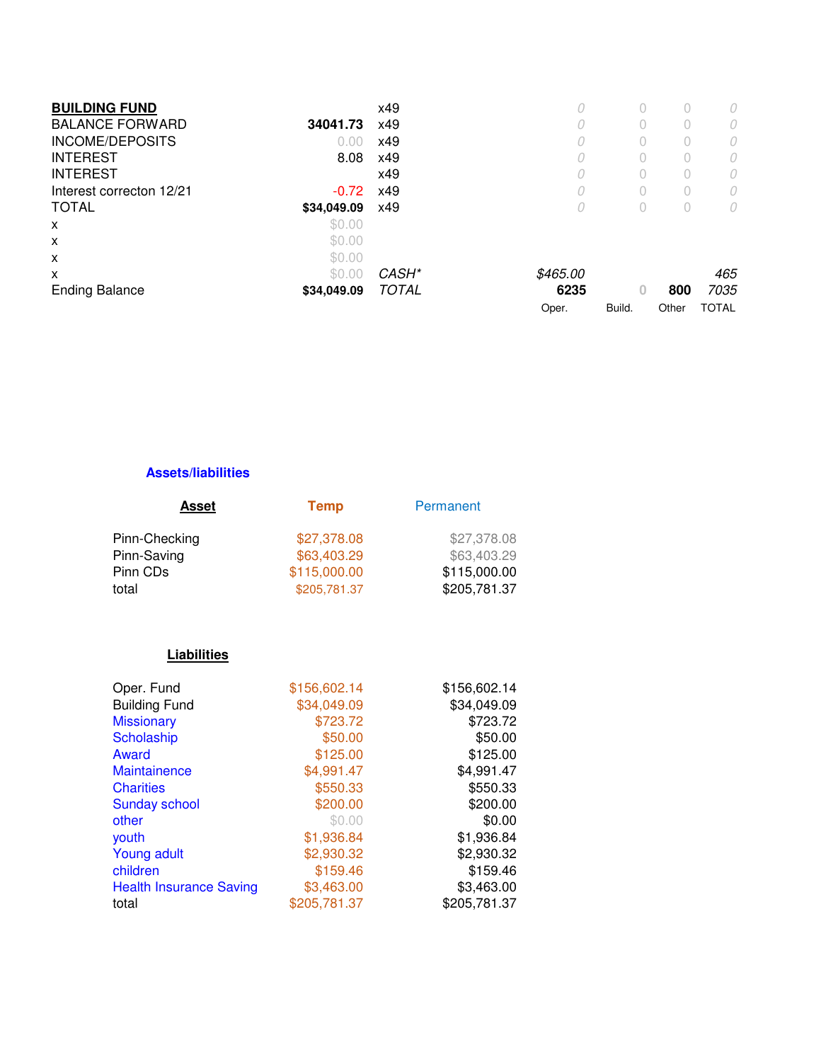| BUILDING FUND | | x49 | 0 | 0 | 0 | 0 |
|---|---|---|---|---|---|---|
| BALANCE FORWARD | **34041.73** | x49 | 0 | 0 | 0 | 0 |
| INCOME/DEPOSITS | 0.00 | x49 | 0 | 0 | 0 | 0 |
| INTEREST | 8.08 | x49 | 0 | 0 | 0 | 0 |
| INTEREST | | x49 | 0 | 0 | 0 | 0 |
| Interest correcton 12/21 | -0.72 | x49 | 0 | 0 | 0 | 0 |
| TOTAL | **$34,049.09** | x49 | 0 | 0 | 0 | 0 |
| x | $0.00 | | | | | |
| x | $0.00 | | | | | |
| x | $0.00 | | | | | |
| x | $0.00 | *CASH** | *$465.00* | | | *465* |
| Ending Balance | **$34,049.09** | *TOTAL* | **6235** | **0** | **800** | *7035* |
| | | | Oper. | Build. | Other | TOTAL |

## Assets/liabilities

| Asset | Temp | Permanent |
|---|---|---|
| Pinn-Checking | $27,378.08 | $27,378.08 |
| Pinn-Saving | $63,403.29 | $63,403.29 |
| Pinn CDs | $115,000.00 | $115,000.00 |
| total | $205,781.37 | $205,781.37 |

| Liabilities | | |
|---|---|---|
| Oper. Fund | $156,602.14 | $156,602.14 |
| Building Fund | $34,049.09 | $34,049.09 |
| Missionary | $723.72 | $723.72 |
| Scholaship | $50.00 | $50.00 |
| Award | $125.00 | $125.00 |
| Maintainence | $4,991.47 | $4,991.47 |
| Charities | $550.33 | $550.33 |
| Sunday school | $200.00 | $200.00 |
| other | $0.00 | $0.00 |
| youth | $1,936.84 | $1,936.84 |
| Young adult | $2,930.32 | $2,930.32 |
| children | $159.46 | $159.46 |
| Health Insurance Saving | $3,463.00 | $3,463.00 |
| total | $205,781.37 | $205,781.37 |